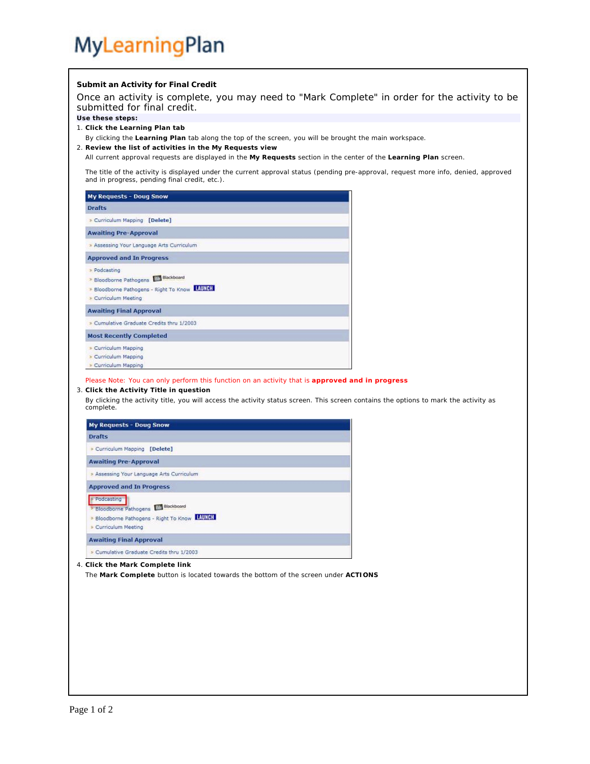MyLearningPlan

**Submit an Activity for Final Credit**

Once an activity is complete, you may need to "Mark Complete" in order for the activity to be submitted for final credit.

**Use these steps:**

1. **Click the Learning Plan tab**

   By clicking the **Learning Plan** tab along the top of the screen, you will be brought the main workspace.

2. **Review the list of activities in the My Requests view**

   All current approval requests are displayed in the **My Requests** section in the center of the **Learning Plan** screen.

   The title of the activity is displayed under the current approval status (pending pre-approval, request more info, denied, approved and in progress, pending final credit, etc.).

   **My Requests - Doug Snow**

   **Drafts**
   - Curriculum Mapping [Delete]

   **Awaiting Pre-Approval**
   - Assessing Your Language Arts Curriculum

   **Approved and In Progress**
   - Podcasting
   - Bloodborne Pathogens Blackboard
   - Bloodborne Pathogens - Right To Know LAUNCH
   - Curriculum Meeting

   **Awaiting Final Approval**
   - Cumulative Graduate Credits thru 1/2003

   **Most Recently Completed**
   - Curriculum Mapping
   - Curriculum Mapping
   - Curriculum Mapping

   Please Note: You can only perform this function on an activity that is **approved and in progress**

3. **Click the Activity Title in question**

   By clicking the activity title, you will access the activity status screen. This screen contains the options to mark the activity as complete.

   **My Requests - Doug Snow**

   **Drafts**
   - Curriculum Mapping [Delete]

   **Awaiting Pre-Approval**
   - Assessing Your Language Arts Curriculum

   **Approved and In Progress**
   - Podcasting
   - Bloodborne Pathogens Blackboard
   - Bloodborne Pathogens - Right To Know LAUNCH
   - Curriculum Meeting

   **Awaiting Final Approval**
   - Cumulative Graduate Credits thru 1/2003

4. **Click the Mark Complete link**

   The **Mark Complete** button is located towards the bottom of the screen under **ACTIONS**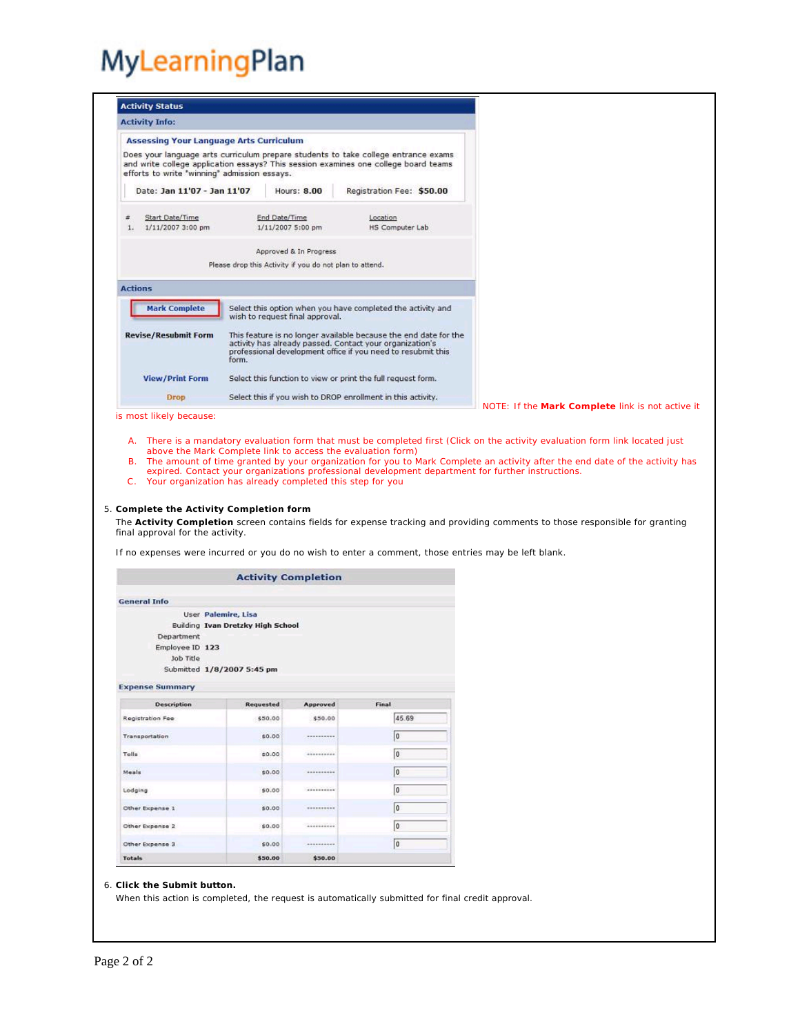# MyLearningPlan

**Activity Status**

**Activity Info:**

**Assessing Your Language Arts Curriculum**

Does your language arts curriculum prepare students to take college entrance exams and write college application essays? This session examines one college board teams efforts to write "winning" admission essays.

Date: **Jan 11'07 - Jan 11'07** | Hours: **8.00** | Registration Fee: **$50.00**

| # | Start Date/Time | End Date/Time | Location |
|---|---|---|---|
| 1. | 1/11/2007 3:00 pm | 1/11/2007 5:00 pm | HS Computer Lab |

Approved & In Progress

Please drop this Activity if you do not plan to attend.

**Actions**

| | |
|---|---|
| **Mark Complete** | Select this option when you have completed the activity and wish to request final approval. |
| **Revise/Resubmit Form** | This feature is no longer available because the end date for the activity has already passed. Contact your organization's professional development office if you need to resubmit this form. |
| **View/Print Form** | Select this function to view or print the full request form. |
| **Drop** | Select this if you wish to DROP enrollment in this activity. |

NOTE: If the **Mark Complete** link is not active it is most likely because:

A. There is a mandatory evaluation form that must be completed first (Click on the activity evaluation form link located just above the Mark Complete link to access the evaluation form)
B. The amount of time granted by your organization for you to Mark Complete an activity after the end date of the activity has expired. Contact your organizations professional development department for further instructions.
C. Your organization has already completed this step for you

5. **Complete the Activity Completion form**

The **Activity Completion** screen contains fields for expense tracking and providing comments to those responsible for granting final approval for the activity.

If no expenses were incurred or you do no wish to enter a comment, those entries may be left blank.

**Activity Completion**

**General Info**

User: Palemire, Lisa
Building: **Ivan Dretzky High School**
Department:
Employee ID: **123**
Job Title:
Submitted: **1/8/2007 5:45 pm**

**Expense Summary**

| Description | Requested | Approved | Final |
|---|---|---|---|
| Registration Fee | $50.00 | $50.00 | 45.69 |
| Transportation | $0.00 | ---------- | 0 |
| Tolls | $0.00 | ---------- | 0 |
| Meals | $0.00 | ---------- | 0 |
| Lodging | $0.00 | ---------- | 0 |
| Other Expense 1 | $0.00 | ---------- | 0 |
| Other Expense 2 | $0.00 | ---------- | 0 |
| Other Expense 3 | $0.00 | ---------- | 0 |
| Totals | $50.00 | $50.00 | |

6. **Click the Submit button.**

When this action is completed, the request is automatically submitted for final credit approval.